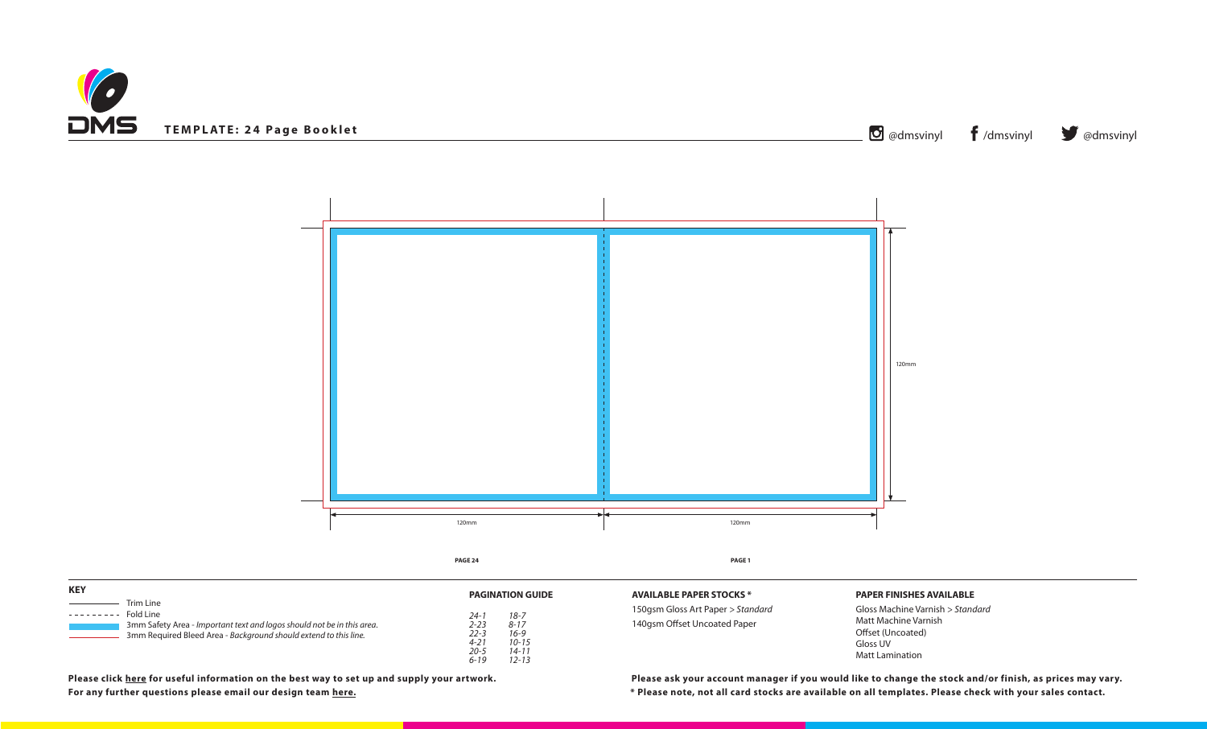**DMS**

**TEMPLATE: 24 Page Booklet**

@dmsvinyl /dmsvinyl @dmsvinyl

120mm

120mm

120mm

**PAGE 24**

**PAGE 1**

**KEY**

- Trim Line
- Fold Line
- 3mm Safety Area - *Important text and logos should not be in this area.*
- 3mm Required Bleed Area - *Background should extend to this line.*

**PAGINATION GUIDE**

| | |
|---|---|
| *24-1* | *18-7* |
| *2-23* | *8-17* |
| *22-3* | *16-9* |
| *4-21* | *10-15* |
| *20-5* | *14-11* |
| *6-19* | *12-13* |

**AVAILABLE PAPER STOCKS \***

150gsm Gloss Art Paper > *Standard*
140gsm Offset Uncoated Paper

**PAPER FINISHES AVAILABLE**

Gloss Machine Varnish > *Standard*
Matt Machine Varnish
Offset (Uncoated)
Gloss UV
Matt Lamination

**Please click here for useful information on the best way to set up and supply your artwork.**
**For any further questions please email our design team here.**

**Please ask your account manager if you would like to change the stock and/or finish, as prices may vary.**
**\* Please note, not all card stocks are available on all templates. Please check with your sales contact.**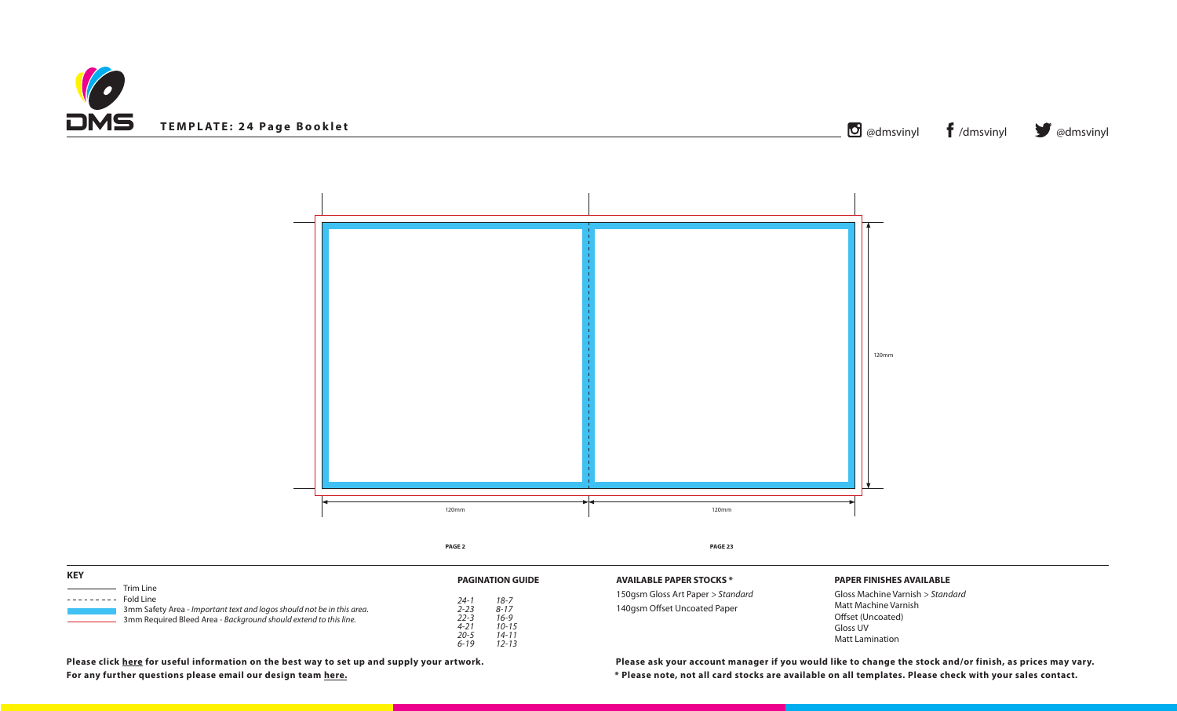**TEMPLATE: 24 Page Booklet**

@dmsvinyl /dmsvinyl @dmsvinyl

120mm

120mm 120mm

PAGE 2 PAGE 23

**KEY**

- Trim Line
- Fold Line
- 3mm Safety Area - *Important text and logos should not be in this area.*
- 3mm Required Bleed Area - *Background should extend to this line.*

**PAGINATION GUIDE**

| | |
|---|---|
| *24-1* | *18-7* |
| *2-23* | *8-17* |
| *22-3* | *16-9* |
| *4-21* | *10-15* |
| *20-5* | *14-11* |
| *6-19* | *12-13* |

**AVAILABLE PAPER STOCKS ***

150gsm Gloss Art Paper > *Standard*
140gsm Offset Uncoated Paper

**PAPER FINISHES AVAILABLE**

Gloss Machine Varnish > *Standard*
Matt Machine Varnish
Offset (Uncoated)
Gloss UV
Matt Lamination

**Please click here for useful information on the best way to set up and supply your artwork.**
**For any further questions please email our design team here.**

**Please ask your account manager if you would like to change the stock and/or finish, as prices may vary.**
*** Please note, not all card stocks are available on all templates. Please check with your sales contact.**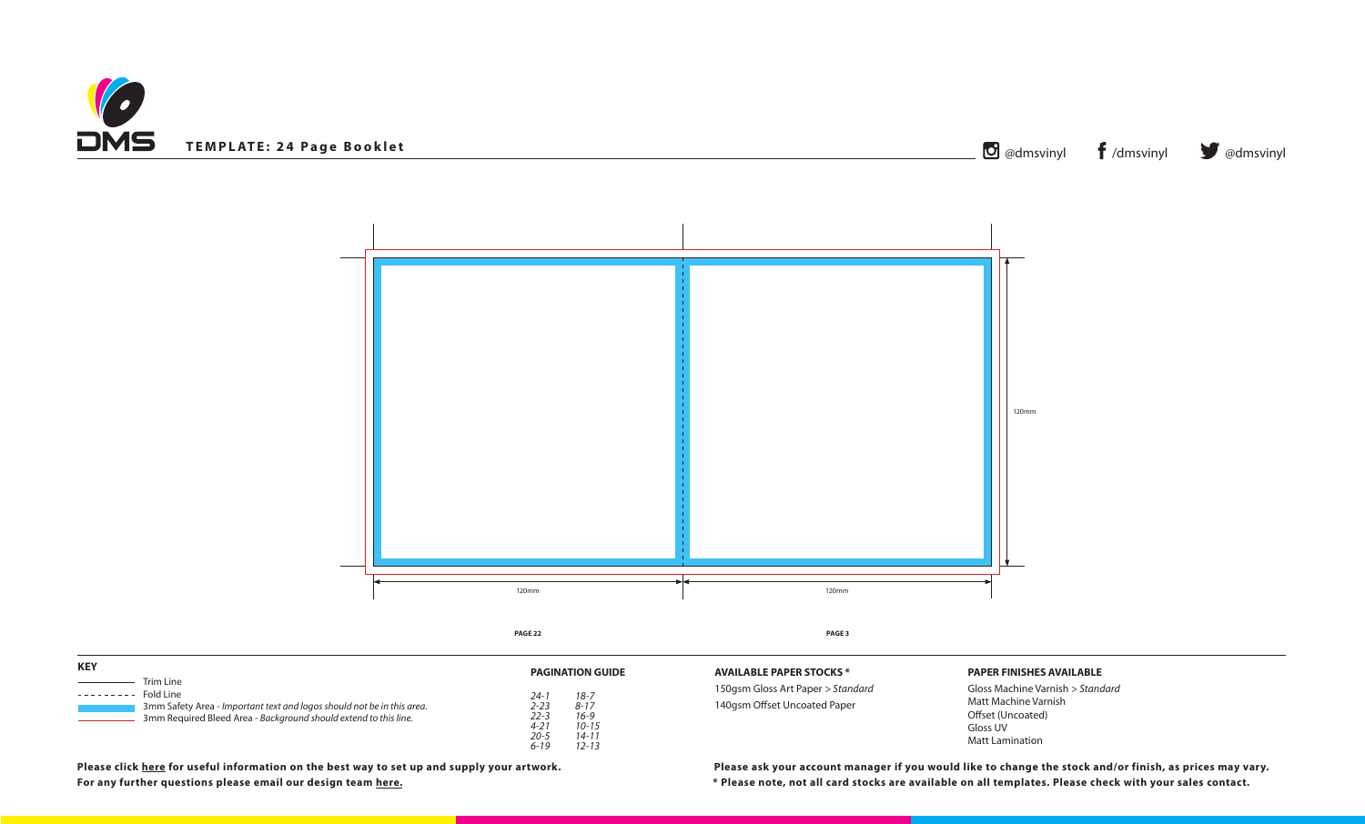DMS

# TEMPLATE: 24 Page Booklet

@dmsvinyl /dmsvinyl @dmsvinyl

120mm

120mm

120mm

**PAGE 22**

**PAGE 3**

**KEY**

- Trim Line
- Fold Line
- 3mm Safety Area - *Important text and logos should not be in this area.*
- 3mm Required Bleed Area - *Background should extend to this line.*

**PAGINATION GUIDE**

| | |
|---|---|
| *24-1* | *18-7* |
| *2-23* | *8-17* |
| *22-3* | *16-9* |
| *4-21* | *10-15* |
| *20-5* | *14-11* |
| *6-19* | *12-13* |

**AVAILABLE PAPER STOCKS \***

150gsm Gloss Art Paper > *Standard*
140gsm Offset Uncoated Paper

**PAPER FINISHES AVAILABLE**

Gloss Machine Varnish > *Standard*
Matt Machine Varnish
Offset (Uncoated)
Gloss UV
Matt Lamination

**Please click here for useful information on the best way to set up and supply your artwork.**
**For any further questions please email our design team here.**

**Please ask your account manager if you would like to change the stock and/or finish, as prices may vary.**
**\* Please note, not all card stocks are available on all templates. Please check with your sales contact.**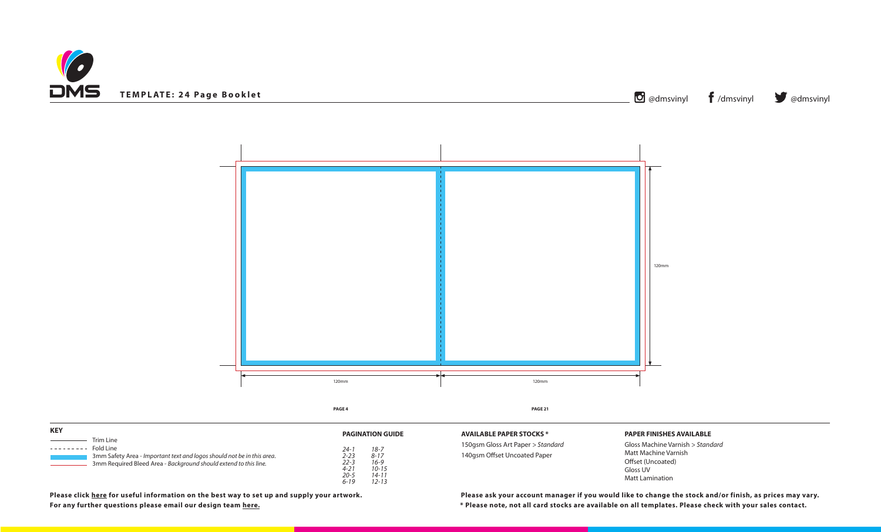**TEMPLATE: 24 Page Booklet**

@dmsvinyl /dmsvinyl @dmsvinyl

120mm

120mm 120mm

**PAGE 4** **PAGE 21**

**KEY**

- Trim Line
- Fold Line
- 3mm Safety Area - *Important text and logos should not be in this area.*
- 3mm Required Bleed Area - *Background should extend to this line.*

**PAGINATION GUIDE**

| | |
|---|---|
| *24-1* | *18-7* |
| *2-23* | *8-17* |
| *22-3* | *16-9* |
| *4-21* | *10-15* |
| *20-5* | *14-11* |
| *6-19* | *12-13* |

**AVAILABLE PAPER STOCKS ***

150gsm Gloss Art Paper > *Standard*
140gsm Offset Uncoated Paper

**PAPER FINISHES AVAILABLE**

Gloss Machine Varnish > *Standard*
Matt Machine Varnish
Offset (Uncoated)
Gloss UV
Matt Lamination

**Please click here for useful information on the best way to set up and supply your artwork.**
**For any further questions please email our design team here.**

**Please ask your account manager if you would like to change the stock and/or finish, as prices may vary.**
*** Please note, not all card stocks are available on all templates. Please check with your sales contact.**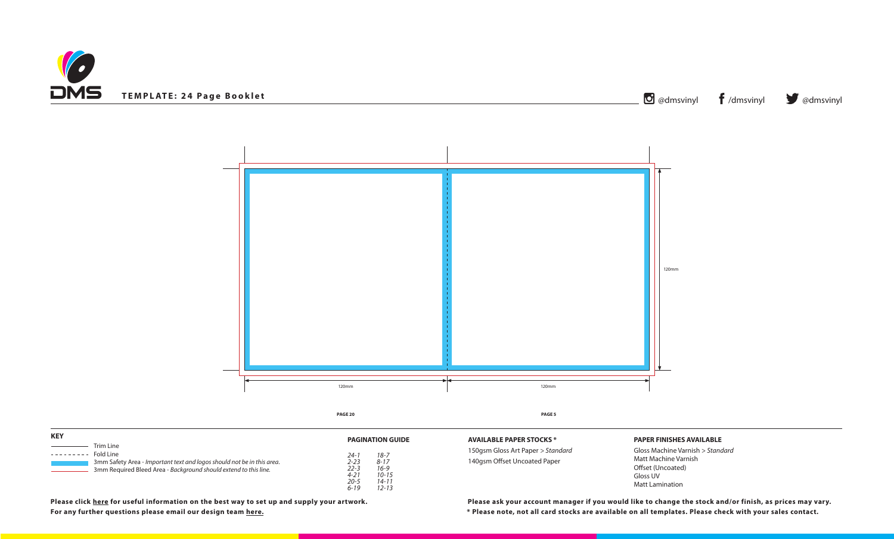# TEMPLATE: 24 Page Booklet

@dmsvinyl /dmsvinyl @dmsvinyl

120mm

120mm 120mm

**PAGE 20** **PAGE 5**

**KEY**

- Trim Line
- Fold Line
- 3mm Safety Area - *Important text and logos should not be in this area.*
- 3mm Required Bleed Area - *Background should extend to this line.*

**PAGINATION GUIDE**

| | |
|---|---|
| *24-1* | *18-7* |
| *2-23* | *8-17* |
| *22-3* | *16-9* |
| *4-21* | *10-15* |
| *20-5* | *14-11* |
| *6-19* | *12-13* |

**AVAILABLE PAPER STOCKS ***

150gsm Gloss Art Paper > *Standard*
140gsm Offset Uncoated Paper

**PAPER FINISHES AVAILABLE**

Gloss Machine Varnish > *Standard*
Matt Machine Varnish
Offset (Uncoated)
Gloss UV
Matt Lamination

**Please click here for useful information on the best way to set up and supply your artwork.**
**For any further questions please email our design team here.**

**Please ask your account manager if you would like to change the stock and/or finish, as prices may vary.**
*** Please note, not all card stocks are available on all templates. Please check with your sales contact.**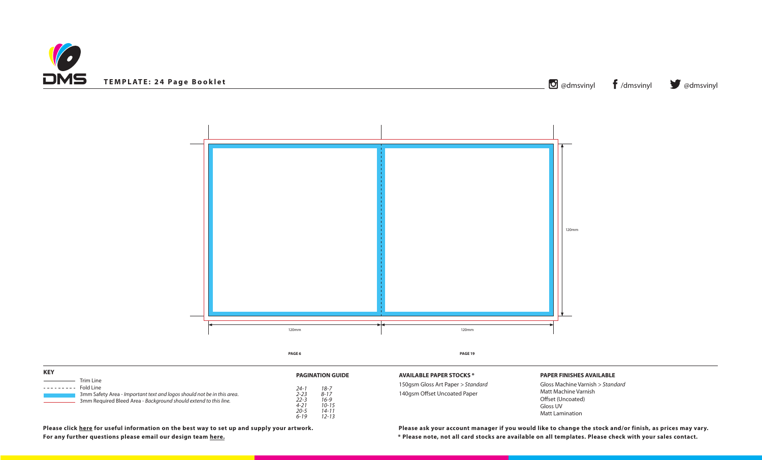**TEMPLATE: 24 Page Booklet**

@dmsvinyl /dmsvinyl @dmsvinyl

120mm

120mm 120mm

PAGE 6 PAGE 19

**KEY**

- Trim Line
- Fold Line
- 3mm Safety Area - *Important text and logos should not be in this area.*
- 3mm Required Bleed Area - *Background should extend to this line.*

**PAGINATION GUIDE**

| | |
|---|---|
| *24-1* | *18-7* |
| *2-23* | *8-17* |
| *22-3* | *16-9* |
| *4-21* | *10-15* |
| *20-5* | *14-11* |
| *6-19* | *12-13* |

**AVAILABLE PAPER STOCKS ***

150gsm Gloss Art Paper > *Standard*
140gsm Offset Uncoated Paper

**PAPER FINISHES AVAILABLE**

Gloss Machine Varnish > *Standard*
Matt Machine Varnish
Offset (Uncoated)
Gloss UV
Matt Lamination

**Please click here for useful information on the best way to set up and supply your artwork.**
**For any further questions please email our design team here.**

**Please ask your account manager if you would like to change the stock and/or finish, as prices may vary.**
**\* Please note, not all card stocks are available on all templates. Please check with your sales contact.**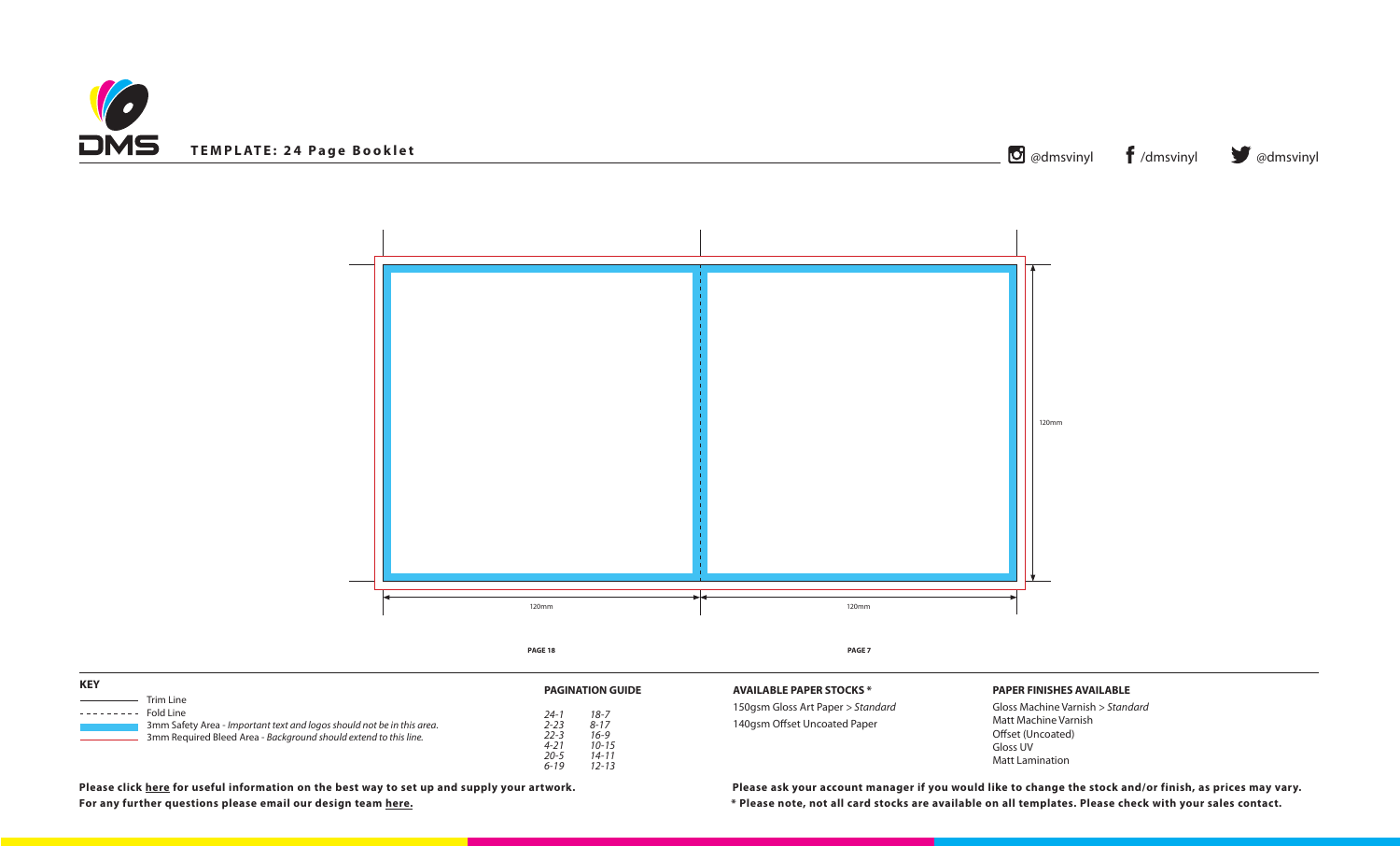**TEMPLATE: 24 Page Booklet**

@dmsvinyl /dmsvinyl @dmsvinyl

120mm

120mm 120mm

PAGE 18 PAGE 7

**KEY**

- Trim Line
- Fold Line
- 3mm Safety Area - *Important text and logos should not be in this area.*
- 3mm Required Bleed Area - *Background should extend to this line.*

**PAGINATION GUIDE**

| | |
|---|---|
| *24-1* | *18-7* |
| *2-23* | *8-17* |
| *22-3* | *16-9* |
| *4-21* | *10-15* |
| *20-5* | *14-11* |
| *6-19* | *12-13* |

**AVAILABLE PAPER STOCKS ***

150gsm Gloss Art Paper > *Standard*
140gsm Offset Uncoated Paper

**PAPER FINISHES AVAILABLE**

Gloss Machine Varnish > *Standard*
Matt Machine Varnish
Offset (Uncoated)
Gloss UV
Matt Lamination

**Please click here for useful information on the best way to set up and supply your artwork.**
**For any further questions please email our design team here.**

**Please ask your account manager if you would like to change the stock and/or finish, as prices may vary.**
**\* Please note, not all card stocks are available on all templates. Please check with your sales contact.**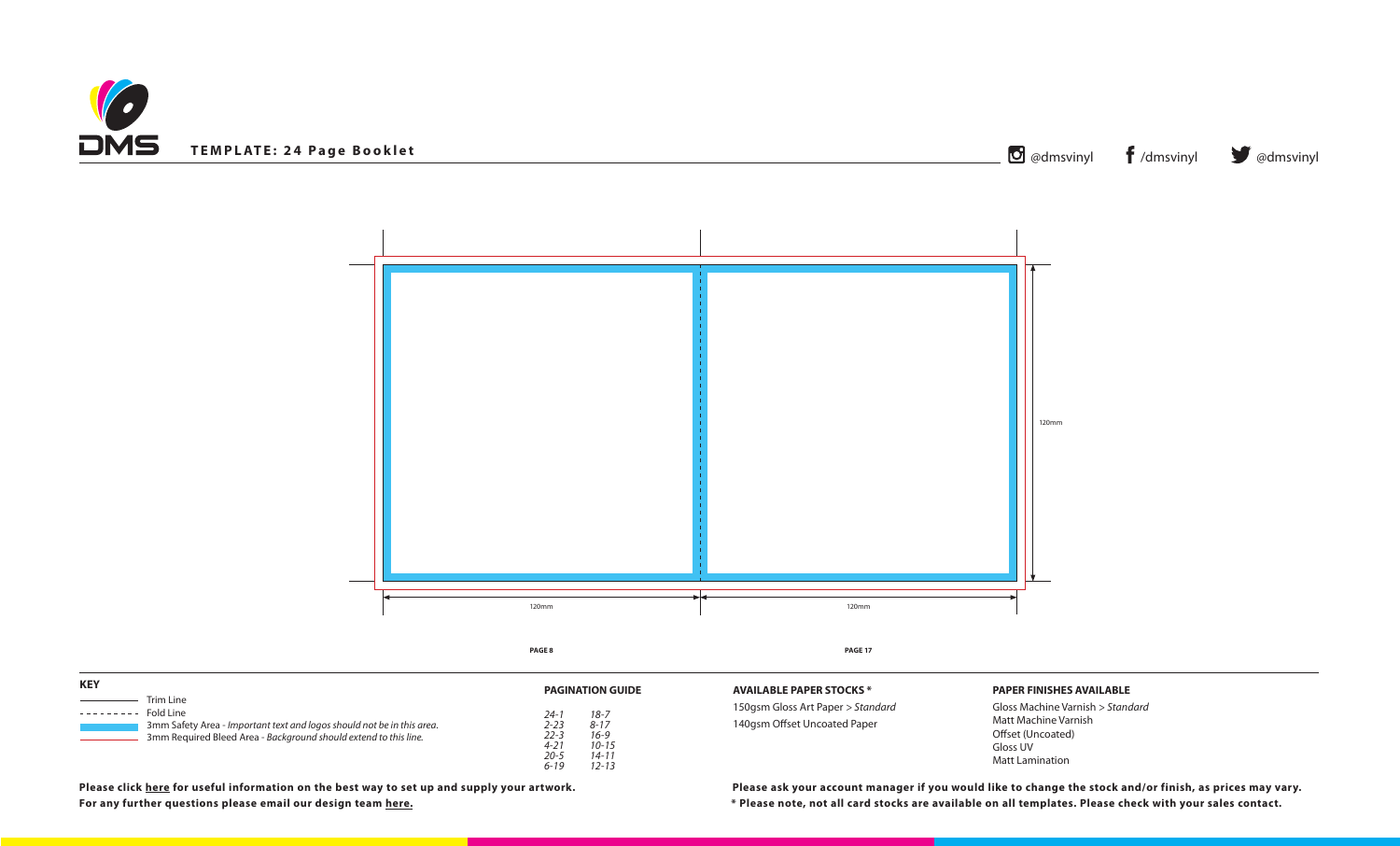**TEMPLATE: 24 Page Booklet**

@dmsvinyl /dmsvinyl @dmsvinyl

120mm

120mm 120mm

PAGE 8 PAGE 17

**KEY**

Trim Line
Fold Line
3mm Safety Area - *Important text and logos should not be in this area.*
3mm Required Bleed Area - *Background should extend to this line.*

**PAGINATION GUIDE**

| | |
|---|---|
| *24-1* | *18-7* |
| *2-23* | *8-17* |
| *22-3* | *16-9* |
| *4-21* | *10-15* |
| *20-5* | *14-11* |
| *6-19* | *12-13* |

**AVAILABLE PAPER STOCKS ***

150gsm Gloss Art Paper > *Standard*
140gsm Offset Uncoated Paper

**PAPER FINISHES AVAILABLE**

Gloss Machine Varnish > *Standard*
Matt Machine Varnish
Offset (Uncoated)
Gloss UV
Matt Lamination

**Please click here for useful information on the best way to set up and supply your artwork.**
**For any further questions please email our design team here.**

**Please ask your account manager if you would like to change the stock and/or finish, as prices may vary.**
**\* Please note, not all card stocks are available on all templates. Please check with your sales contact.**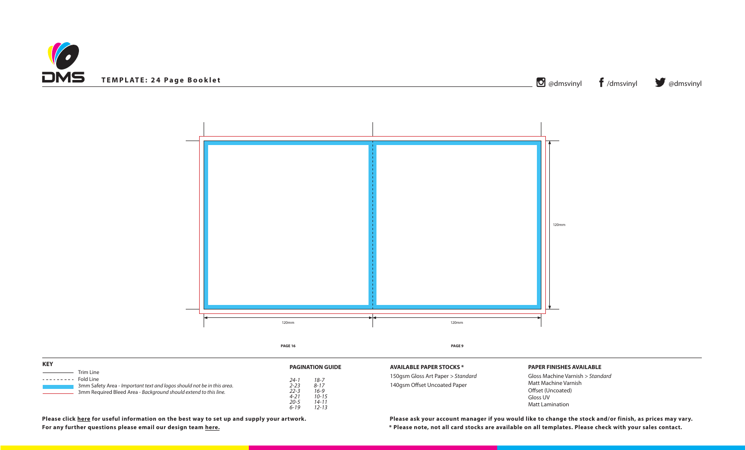## TEMPLATE: 24 Page Booklet

@dmsvinyl /dmsvinyl @dmsvinyl

120mm

120mm 120mm

PAGE 16 PAGE 9

**KEY**

- Trim Line
- Fold Line
- 3mm Safety Area - *Important text and logos should not be in this area.*
- 3mm Required Bleed Area - *Background should extend to this line.*

**PAGINATION GUIDE**

| | |
|---|---|
| *24-1* | *18-7* |
| *2-23* | *8-17* |
| *22-3* | *16-9* |
| *4-21* | *10-15* |
| *20-5* | *14-11* |
| *6-19* | *12-13* |

**AVAILABLE PAPER STOCKS ***

150gsm Gloss Art Paper > *Standard*
140gsm Offset Uncoated Paper

**PAPER FINISHES AVAILABLE**

Gloss Machine Varnish > *Standard*
Matt Machine Varnish
Offset (Uncoated)
Gloss UV
Matt Lamination

**Please click here for useful information on the best way to set up and supply your artwork.**
**For any further questions please email our design team here.**

**Please ask your account manager if you would like to change the stock and/or finish, as prices may vary.**
**\* Please note, not all card stocks are available on all templates. Please check with your sales contact.**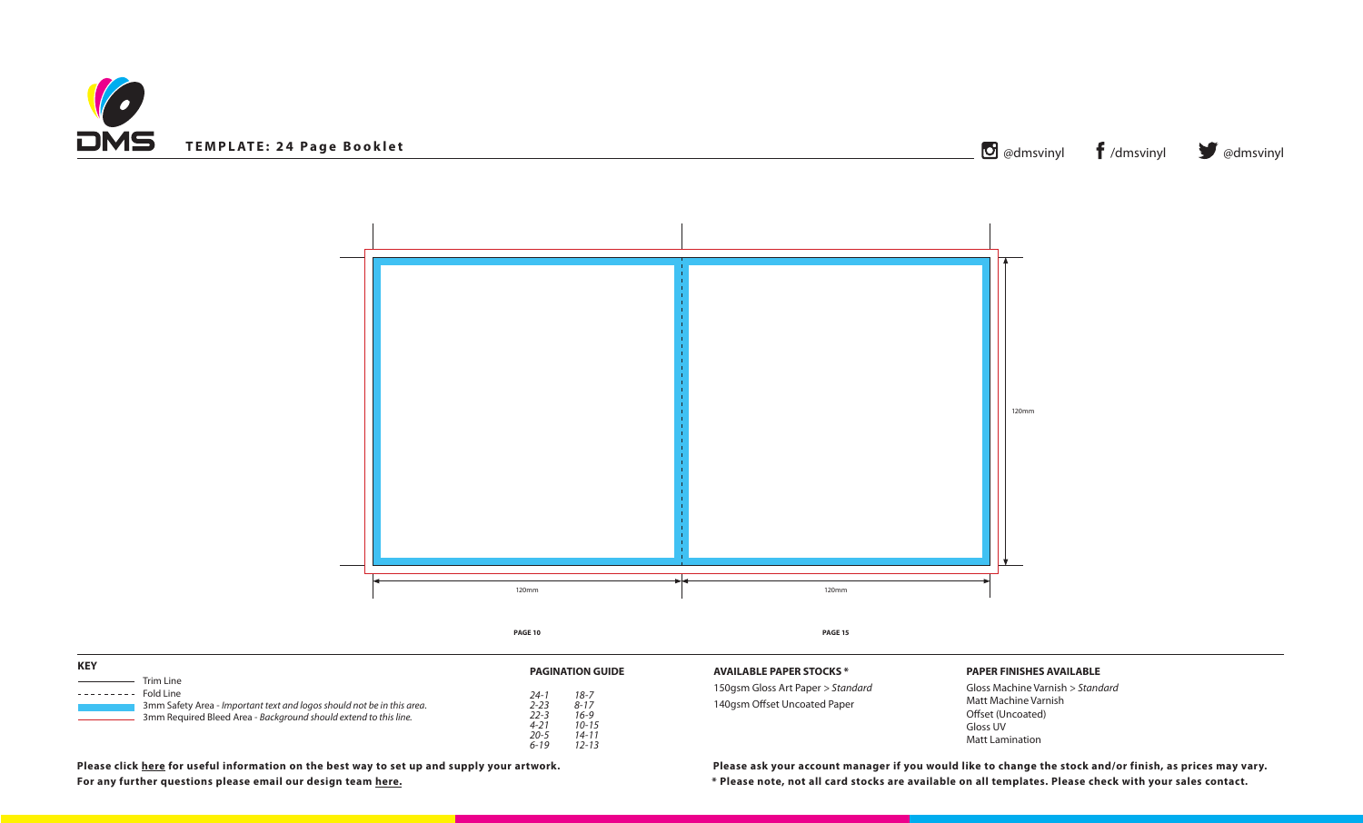# TEMPLATE: 24 Page Booklet

@dmsvinyl /dmsvinyl @dmsvinyl

120mm

120mm 120mm

PAGE 10 PAGE 15

**KEY**

- Trim Line
- Fold Line
- 3mm Safety Area - *Important text and logos should not be in this area.*
- 3mm Required Bleed Area - *Background should extend to this line.*

**PAGINATION GUIDE**

| | |
|---|---|
| *24-1* | *18-7* |
| *2-23* | *8-17* |
| *22-3* | *16-9* |
| *4-21* | *10-15* |
| *20-5* | *14-11* |
| *6-19* | *12-13* |

**AVAILABLE PAPER STOCKS \***

150gsm Gloss Art Paper > *Standard*
140gsm Offset Uncoated Paper

**PAPER FINISHES AVAILABLE**

Gloss Machine Varnish > *Standard*
Matt Machine Varnish
Offset (Uncoated)
Gloss UV
Matt Lamination

**Please click here for useful information on the best way to set up and supply your artwork.**
**For any further questions please email our design team here.**

**Please ask your account manager if you would like to change the stock and/or finish, as prices may vary.**
**\* Please note, not all card stocks are available on all templates. Please check with your sales contact.**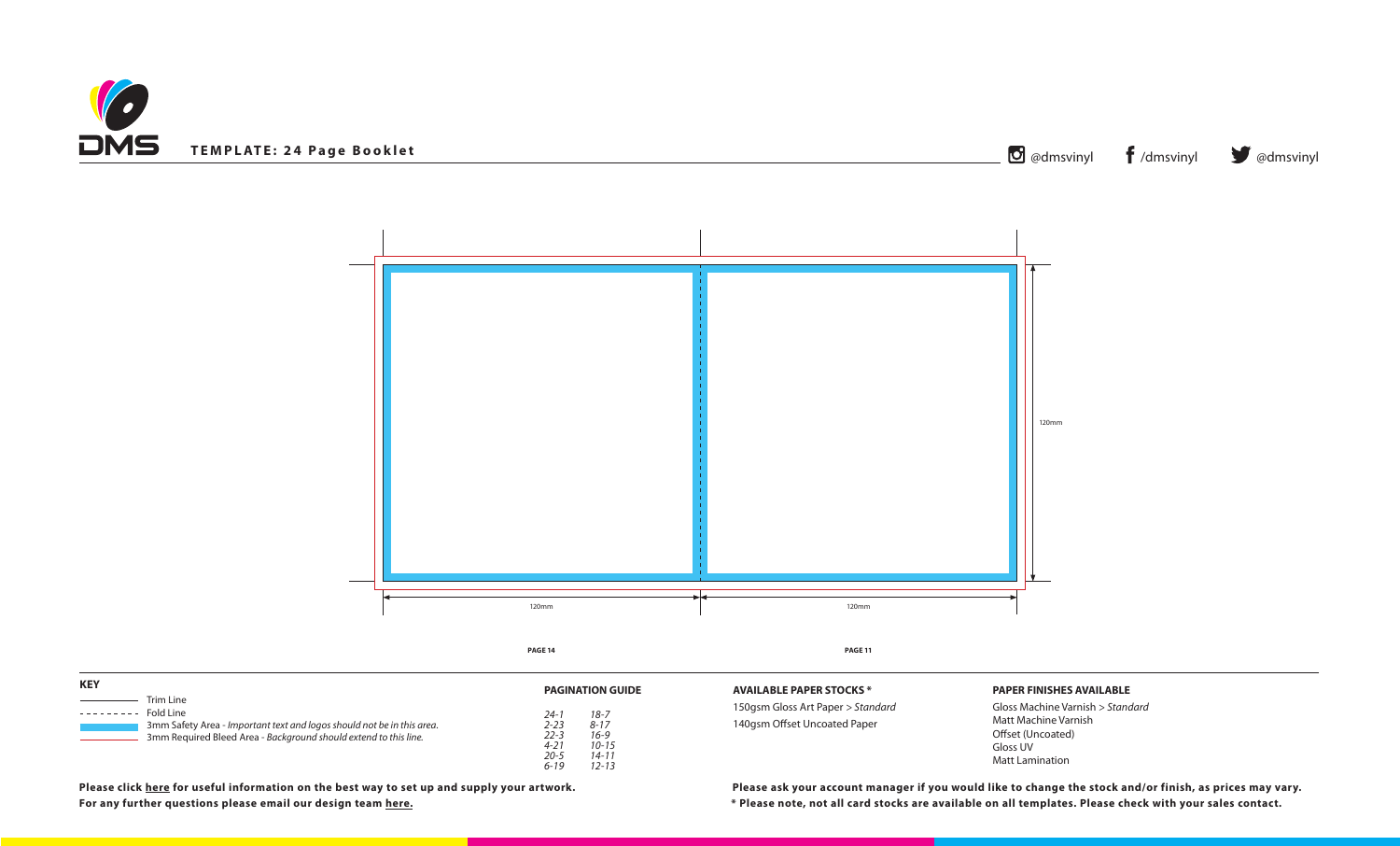# TEMPLATE: 24 Page Booklet

@dmsvinyl /dmsvinyl @dmsvinyl

120mm

120mm 120mm

PAGE 14 PAGE 11

**KEY**

- Trim Line
- Fold Line
- 3mm Safety Area - *Important text and logos should not be in this area.*
- 3mm Required Bleed Area - *Background should extend to this line.*

**PAGINATION GUIDE**

| | |
|---|---|
| *24-1* | *18-7* |
| *2-23* | *8-17* |
| *22-3* | *16-9* |
| *4-21* | *10-15* |
| *20-5* | *14-11* |
| *6-19* | *12-13* |

**AVAILABLE PAPER STOCKS ***

150gsm Gloss Art Paper > *Standard*
140gsm Offset Uncoated Paper

**PAPER FINISHES AVAILABLE**

Gloss Machine Varnish > *Standard*
Matt Machine Varnish
Offset (Uncoated)
Gloss UV
Matt Lamination

**Please click here for useful information on the best way to set up and supply your artwork.**
**For any further questions please email our design team here.**

**Please ask your account manager if you would like to change the stock and/or finish, as prices may vary.**
**\* Please note, not all card stocks are available on all templates. Please check with your sales contact.**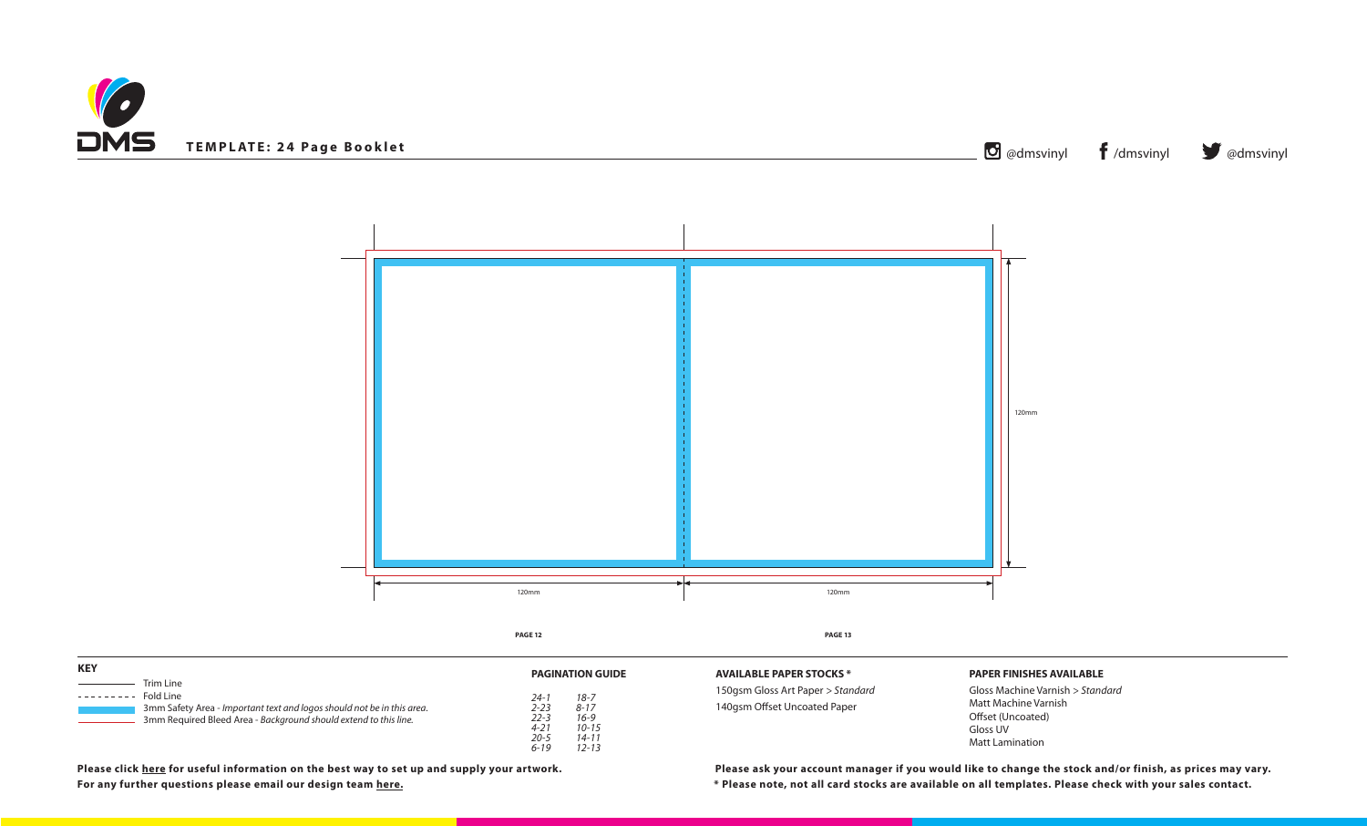TEMPLATE: 24 Page Booklet

@dmsvinyl /dmsvinyl @dmsvinyl

120mm

120mm

120mm

PAGE 12

PAGE 13

**KEY**

Trim Line
Fold Line
3mm Safety Area - *Important text and logos should not be in this area.*
3mm Required Bleed Area - *Background should extend to this line.*

**PAGINATION GUIDE**

| | |
|---|---|
| *24-1* | *18-7* |
| *2-23* | *8-17* |
| *22-3* | *16-9* |
| *4-21* | *10-15* |
| *20-5* | *14-11* |
| *6-19* | *12-13* |

**AVAILABLE PAPER STOCKS \***

150gsm Gloss Art Paper > *Standard*
140gsm Offset Uncoated Paper

**PAPER FINISHES AVAILABLE**

Gloss Machine Varnish > *Standard*
Matt Machine Varnish
Offset (Uncoated)
Gloss UV
Matt Lamination

**Please click here for useful information on the best way to set up and supply your artwork.**
**For any further questions please email our design team here.**

**Please ask your account manager if you would like to change the stock and/or finish, as prices may vary.**
**\* Please note, not all card stocks are available on all templates. Please check with your sales contact.**